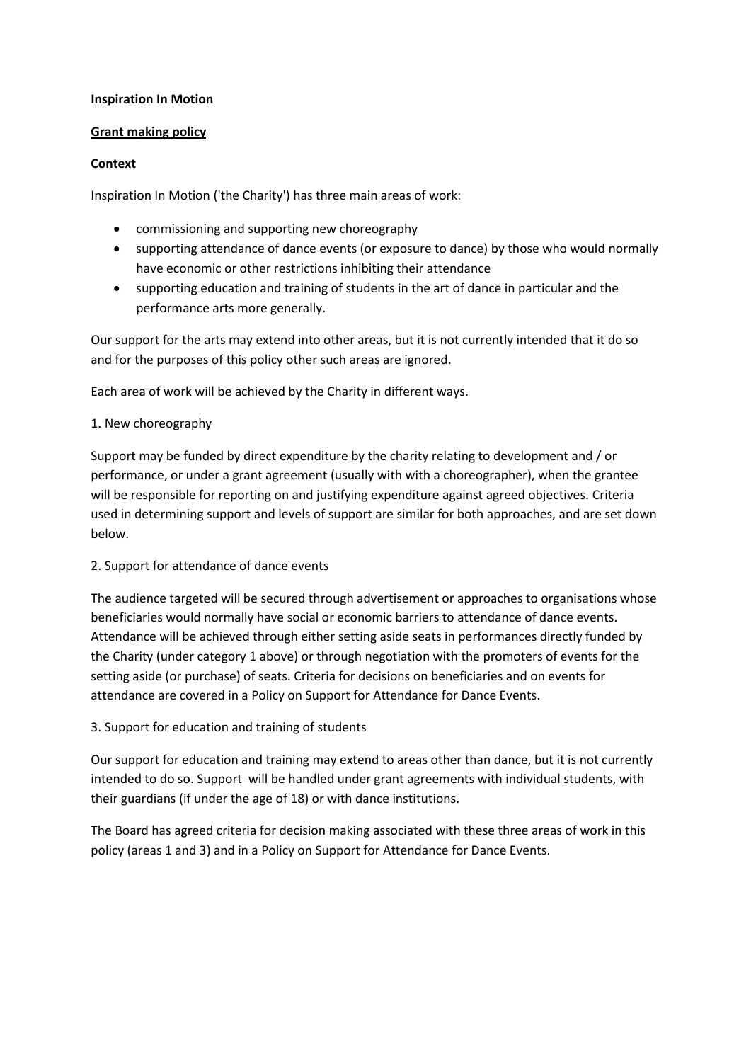**Inspiration In Motion**

**Grant making policy**

**Context**

Inspiration In Motion ('the Charity') has three main areas of work:

- commissioning and supporting new choreography
- supporting attendance of dance events (or exposure to dance) by those who would normally have economic or other restrictions inhibiting their attendance
- supporting education and training of students in the art of dance in particular and the performance arts more generally.

Our support for the arts may extend into other areas, but it is not currently intended that it do so and for the purposes of this policy other such areas are ignored.

Each area of work will be achieved by the Charity in different ways.

1. New choreography

Support may be funded by direct expenditure by the charity relating to development and / or performance, or under a grant agreement (usually with with a choreographer), when the grantee will be responsible for reporting on and justifying expenditure against agreed objectives. Criteria used in determining support and levels of support are similar for both approaches, and are set down below.

2. Support for attendance of dance events

The audience targeted will be secured through advertisement or approaches to organisations whose beneficiaries would normally have social or economic barriers to attendance of dance events. Attendance will be achieved through either setting aside seats in performances directly funded by the Charity (under category 1 above) or through negotiation with the promoters of events for the setting aside (or purchase) of seats. Criteria for decisions on beneficiaries and on events for attendance are covered in a Policy on Support for Attendance for Dance Events.

3. Support for education and training of students

Our support for education and training may extend to areas other than dance, but it is not currently intended to do so. Support will be handled under grant agreements with individual students, with their guardians (if under the age of 18) or with dance institutions.

The Board has agreed criteria for decision making associated with these three areas of work in this policy (areas 1 and 3) and in a Policy on Support for Attendance for Dance Events.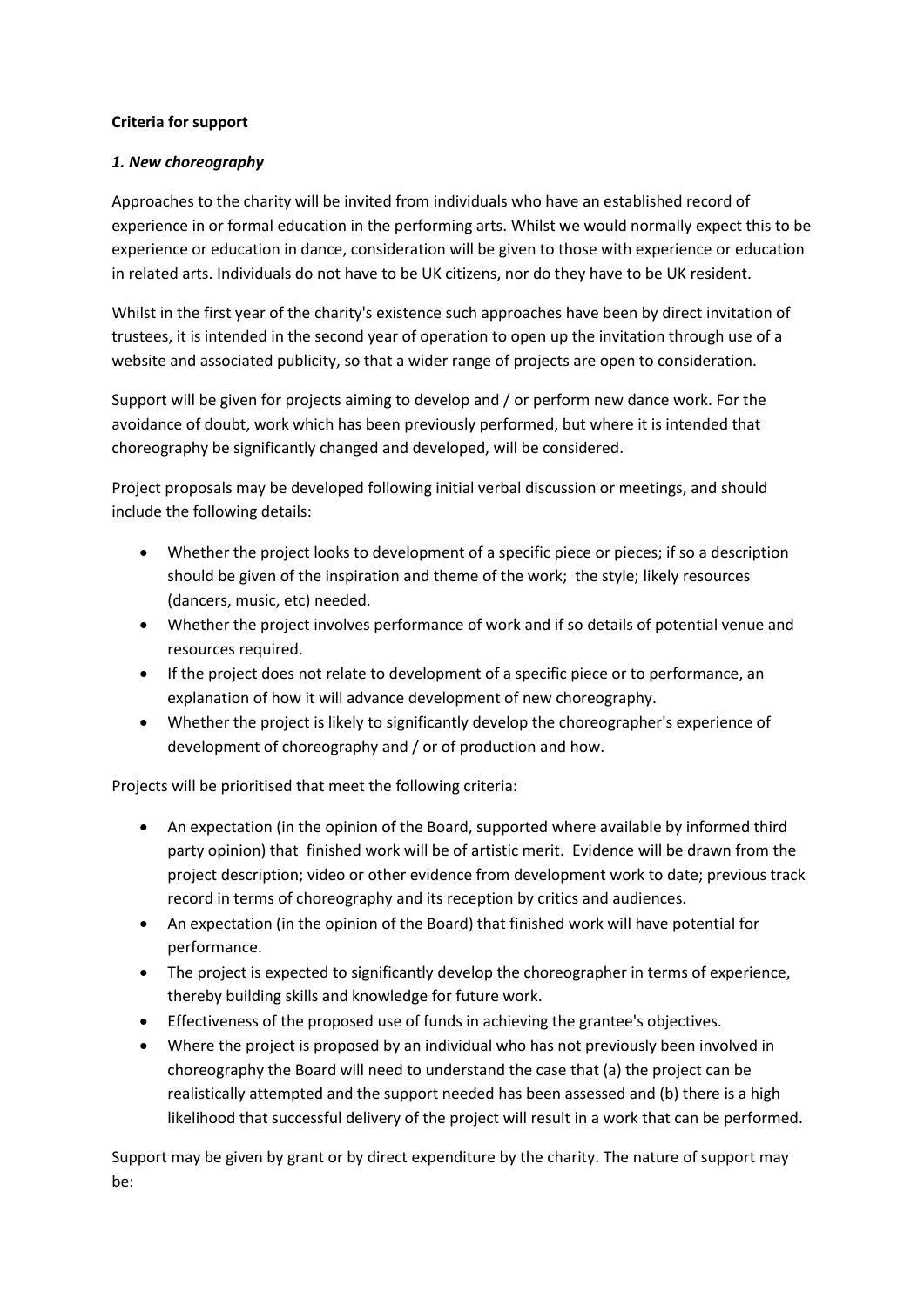**Criteria for support**

***1. New choreography***

Approaches to the charity will be invited from individuals who have an established record of experience in or formal education in the performing arts. Whilst we would normally expect this to be experience or education in dance, consideration will be given to those with experience or education in related arts. Individuals do not have to be UK citizens, nor do they have to be UK resident.

Whilst in the first year of the charity's existence such approaches have been by direct invitation of trustees, it is intended in the second year of operation to open up the invitation through use of a website and associated publicity, so that a wider range of projects are open to consideration.

Support will be given for projects aiming to develop and / or perform new dance work. For the avoidance of doubt, work which has been previously performed, but where it is intended that choreography be significantly changed and developed, will be considered.

Project proposals may be developed following initial verbal discussion or meetings, and should include the following details:

- Whether the project looks to development of a specific piece or pieces; if so a description should be given of the inspiration and theme of the work; the style; likely resources (dancers, music, etc) needed.
- Whether the project involves performance of work and if so details of potential venue and resources required.
- If the project does not relate to development of a specific piece or to performance, an explanation of how it will advance development of new choreography.
- Whether the project is likely to significantly develop the choreographer's experience of development of choreography and / or of production and how.

Projects will be prioritised that meet the following criteria:

- An expectation (in the opinion of the Board, supported where available by informed third party opinion) that finished work will be of artistic merit. Evidence will be drawn from the project description; video or other evidence from development work to date; previous track record in terms of choreography and its reception by critics and audiences.
- An expectation (in the opinion of the Board) that finished work will have potential for performance.
- The project is expected to significantly develop the choreographer in terms of experience, thereby building skills and knowledge for future work.
- Effectiveness of the proposed use of funds in achieving the grantee's objectives.
- Where the project is proposed by an individual who has not previously been involved in choreography the Board will need to understand the case that (a) the project can be realistically attempted and the support needed has been assessed and (b) there is a high likelihood that successful delivery of the project will result in a work that can be performed.

Support may be given by grant or by direct expenditure by the charity. The nature of support may be: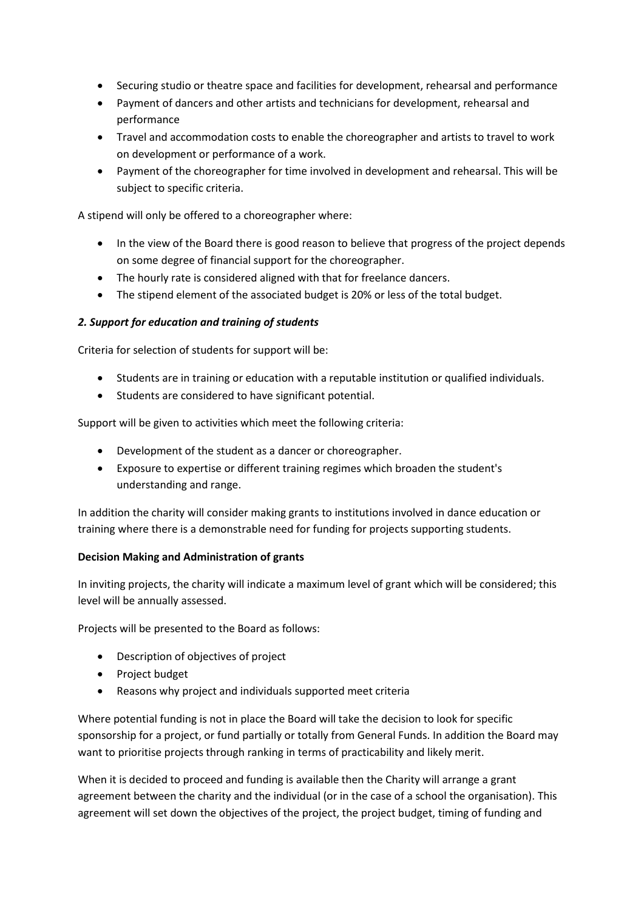- Securing studio or theatre space and facilities for development, rehearsal and performance
- Payment of dancers and other artists and technicians for development, rehearsal and performance
- Travel and accommodation costs to enable the choreographer and artists to travel to work on development or performance of a work.
- Payment of the choreographer for time involved in development and rehearsal. This will be subject to specific criteria.

A stipend will only be offered to a choreographer where:

- In the view of the Board there is good reason to believe that progress of the project depends on some degree of financial support for the choreographer.
- The hourly rate is considered aligned with that for freelance dancers.
- The stipend element of the associated budget is 20% or less of the total budget.

### *2. Support for education and training of students*

Criteria for selection of students for support will be:

- Students are in training or education with a reputable institution or qualified individuals.
- Students are considered to have significant potential.

Support will be given to activities which meet the following criteria:

- Development of the student as a dancer or choreographer.
- Exposure to expertise or different training regimes which broaden the student's understanding and range.

In addition the charity will consider making grants to institutions involved in dance education or training where there is a demonstrable need for funding for projects supporting students.

### **Decision Making and Administration of grants**

In inviting projects, the charity will indicate a maximum level of grant which will be considered; this level will be annually assessed.

Projects will be presented to the Board as follows:

- Description of objectives of project
- Project budget
- Reasons why project and individuals supported meet criteria

Where potential funding is not in place the Board will take the decision to look for specific sponsorship for a project, or fund partially or totally from General Funds. In addition the Board may want to prioritise projects through ranking in terms of practicability and likely merit.

When it is decided to proceed and funding is available then the Charity will arrange a grant agreement between the charity and the individual (or in the case of a school the organisation). This agreement will set down the objectives of the project, the project budget, timing of funding and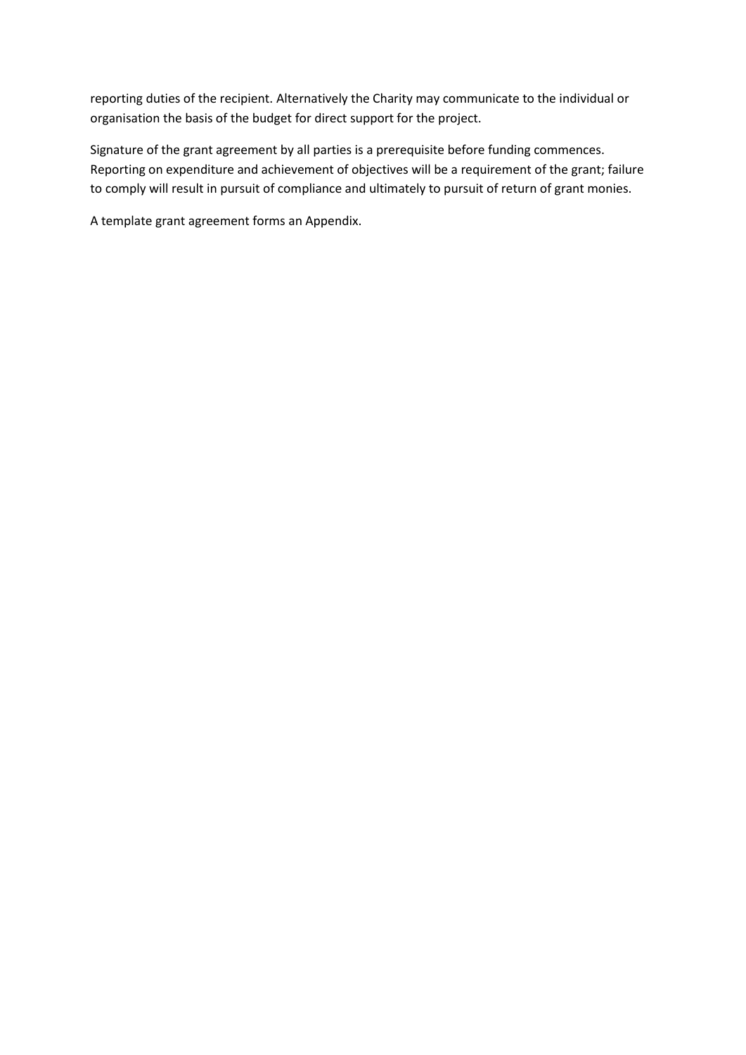reporting duties of the recipient. Alternatively the Charity may communicate to the individual or organisation the basis of the budget for direct support for the project.

Signature of the grant agreement by all parties is a prerequisite before funding commences. Reporting on expenditure and achievement of objectives will be a requirement of the grant; failure to comply will result in pursuit of compliance and ultimately to pursuit of return of grant monies.

A template grant agreement forms an Appendix.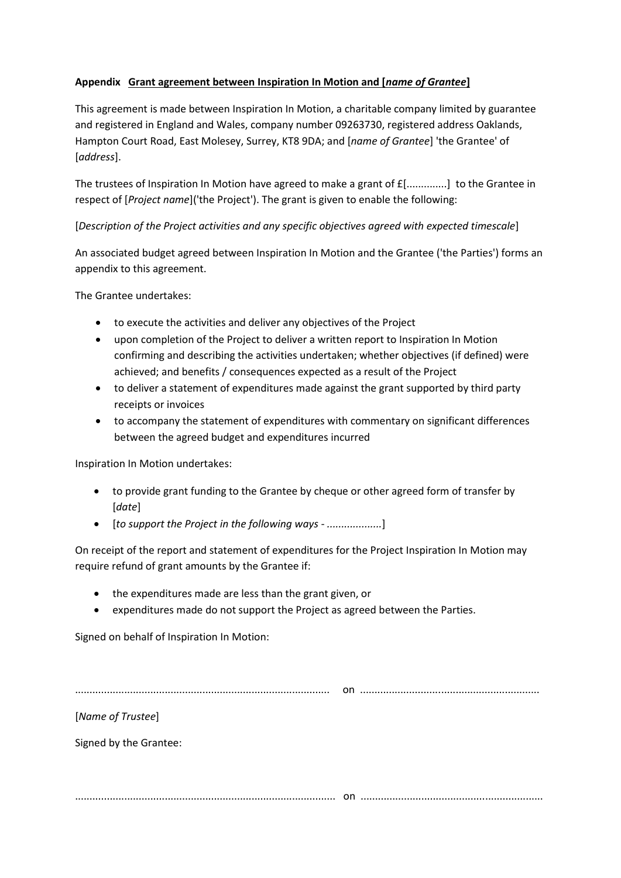**Appendix** **Grant agreement between Inspiration In Motion and [*name of Grantee*]**

This agreement is made between Inspiration In Motion, a charitable company limited by guarantee and registered in England and Wales, company number 09263730, registered address Oaklands, Hampton Court Road, East Molesey, Surrey, KT8 9DA; and [*name of Grantee*] 'the Grantee' of [*address*].

The trustees of Inspiration In Motion have agreed to make a grant of £[..............] to the Grantee in respect of [*Project name*]('the Project'). The grant is given to enable the following:

[*Description of the Project activities and any specific objectives agreed with expected timescale*]

An associated budget agreed between Inspiration In Motion and the Grantee ('the Parties') forms an appendix to this agreement.

The Grantee undertakes:

- to execute the activities and deliver any objectives of the Project
- upon completion of the Project to deliver a written report to Inspiration In Motion confirming and describing the activities undertaken; whether objectives (if defined) were achieved; and benefits / consequences expected as a result of the Project
- to deliver a statement of expenditures made against the grant supported by third party receipts or invoices
- to accompany the statement of expenditures with commentary on significant differences between the agreed budget and expenditures incurred

Inspiration In Motion undertakes:

- to provide grant funding to the Grantee by cheque or other agreed form of transfer by [*date*]
- [*to support the Project in the following ways - ...................*]

On receipt of the report and statement of expenditures for the Project Inspiration In Motion may require refund of grant amounts by the Grantee if:

- the expenditures made are less than the grant given, or
- expenditures made do not support the Project as agreed between the Parties.

Signed on behalf of Inspiration In Motion:

........................................................................................ on .............................................................

[*Name of Trustee*]

Signed by the Grantee:

........................................................................................ on .............................................................